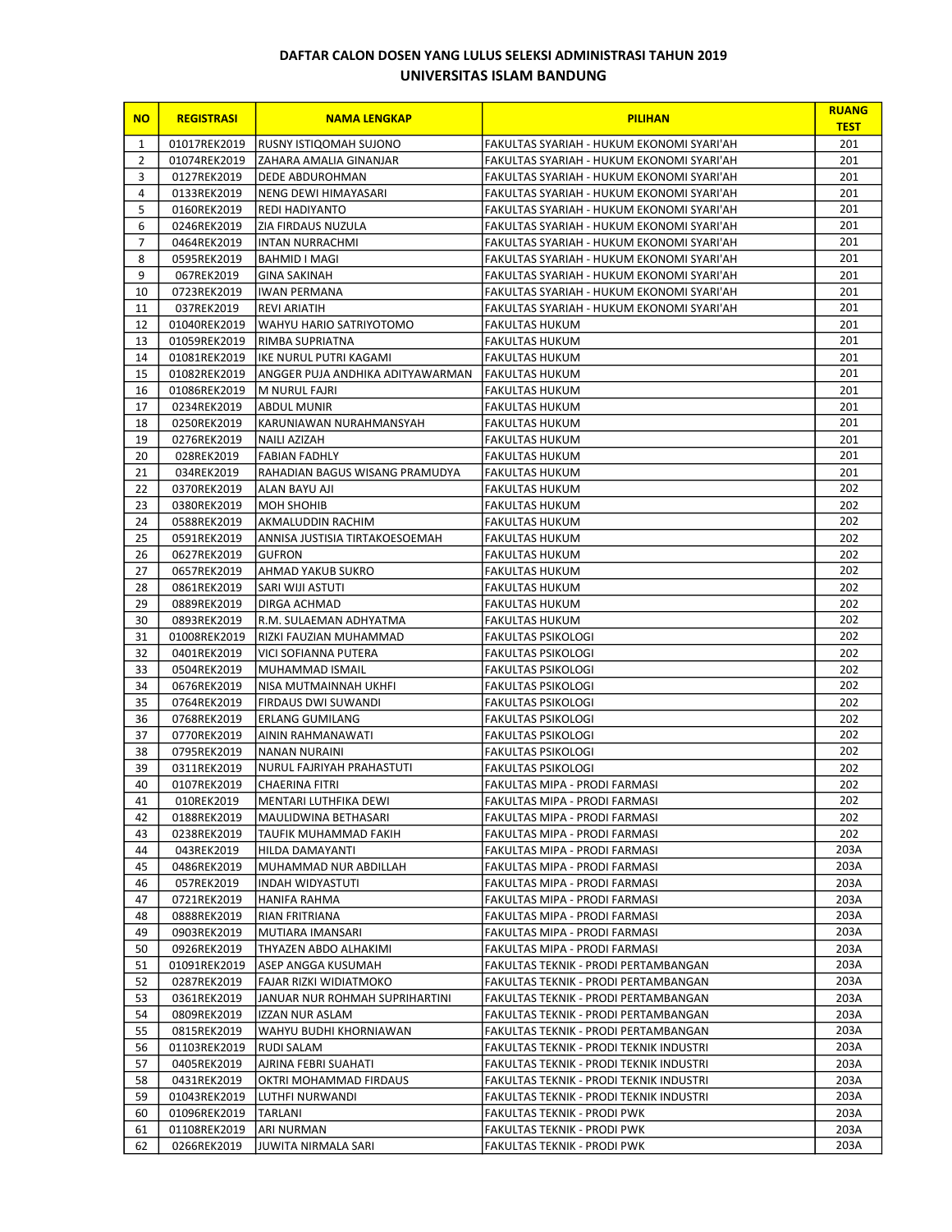**DAFTAR CALON DOSEN YANG LULUS SELEKSI ADMINISTRASI TAHUN 2019**

**UNIVERSITAS ISLAM BANDUNG**

| NO | REGISTRASI | NAMA LENGKAP | PILIHAN | RUANG TEST |
|---|---|---|---|---|
| 1 | 01017REK2019 | RUSNY ISTIQOMAH SUJONO | FAKULTAS SYARIAH - HUKUM EKONOMI SYARI'AH | 201 |
| 2 | 01074REK2019 | ZAHARA AMALIA GINANJAR | FAKULTAS SYARIAH - HUKUM EKONOMI SYARI'AH | 201 |
| 3 | 0127REK2019 | DEDE ABDUROHMAN | FAKULTAS SYARIAH - HUKUM EKONOMI SYARI'AH | 201 |
| 4 | 0133REK2019 | NENG DEWI HIMAYASARI | FAKULTAS SYARIAH - HUKUM EKONOMI SYARI'AH | 201 |
| 5 | 0160REK2019 | REDI HADIYANTO | FAKULTAS SYARIAH - HUKUM EKONOMI SYARI'AH | 201 |
| 6 | 0246REK2019 | ZIA FIRDAUS NUZULA | FAKULTAS SYARIAH - HUKUM EKONOMI SYARI'AH | 201 |
| 7 | 0464REK2019 | INTAN NURRACHMI | FAKULTAS SYARIAH - HUKUM EKONOMI SYARI'AH | 201 |
| 8 | 0595REK2019 | BAHMID I MAGI | FAKULTAS SYARIAH - HUKUM EKONOMI SYARI'AH | 201 |
| 9 | 067REK2019 | GINA SAKINAH | FAKULTAS SYARIAH - HUKUM EKONOMI SYARI'AH | 201 |
| 10 | 0723REK2019 | IWAN PERMANA | FAKULTAS SYARIAH - HUKUM EKONOMI SYARI'AH | 201 |
| 11 | 037REK2019 | REVI ARIATIH | FAKULTAS SYARIAH - HUKUM EKONOMI SYARI'AH | 201 |
| 12 | 01040REK2019 | WAHYU HARIO SATRIYOTOMO | FAKULTAS HUKUM | 201 |
| 13 | 01059REK2019 | RIMBA SUPRIATNA | FAKULTAS HUKUM | 201 |
| 14 | 01081REK2019 | IKE NURUL PUTRI KAGAMI | FAKULTAS HUKUM | 201 |
| 15 | 01082REK2019 | ANGGER PUJA ANDHIKA ADITYAWARMAN | FAKULTAS HUKUM | 201 |
| 16 | 01086REK2019 | M NURUL FAJRI | FAKULTAS HUKUM | 201 |
| 17 | 0234REK2019 | ABDUL MUNIR | FAKULTAS HUKUM | 201 |
| 18 | 0250REK2019 | KARUNIAWAN NURAHMANSYAH | FAKULTAS HUKUM | 201 |
| 19 | 0276REK2019 | NAILI AZIZAH | FAKULTAS HUKUM | 201 |
| 20 | 028REK2019 | FABIAN FADHLY | FAKULTAS HUKUM | 201 |
| 21 | 034REK2019 | RAHADIAN BAGUS WISANG PRAMUDYA | FAKULTAS HUKUM | 201 |
| 22 | 0370REK2019 | ALAN BAYU AJI | FAKULTAS HUKUM | 202 |
| 23 | 0380REK2019 | MOH SHOHIB | FAKULTAS HUKUM | 202 |
| 24 | 0588REK2019 | AKMALUDDIN RACHIM | FAKULTAS HUKUM | 202 |
| 25 | 0591REK2019 | ANNISA JUSTISIA TIRTAKOESOEMAH | FAKULTAS HUKUM | 202 |
| 26 | 0627REK2019 | GUFRON | FAKULTAS HUKUM | 202 |
| 27 | 0657REK2019 | AHMAD YAKUB SUKRO | FAKULTAS HUKUM | 202 |
| 28 | 0861REK2019 | SARI WIJI ASTUTI | FAKULTAS HUKUM | 202 |
| 29 | 0889REK2019 | DIRGA ACHMAD | FAKULTAS HUKUM | 202 |
| 30 | 0893REK2019 | R.M. SULAEMAN ADHYATMA | FAKULTAS HUKUM | 202 |
| 31 | 01008REK2019 | RIZKI FAUZIAN MUHAMMAD | FAKULTAS PSIKOLOGI | 202 |
| 32 | 0401REK2019 | VICI SOFIANNA PUTERA | FAKULTAS PSIKOLOGI | 202 |
| 33 | 0504REK2019 | MUHAMMAD ISMAIL | FAKULTAS PSIKOLOGI | 202 |
| 34 | 0676REK2019 | NISA MUTMAINNAH UKHFI | FAKULTAS PSIKOLOGI | 202 |
| 35 | 0764REK2019 | FIRDAUS DWI SUWANDI | FAKULTAS PSIKOLOGI | 202 |
| 36 | 0768REK2019 | ERLANG GUMILANG | FAKULTAS PSIKOLOGI | 202 |
| 37 | 0770REK2019 | AININ RAHMANAWATI | FAKULTAS PSIKOLOGI | 202 |
| 38 | 0795REK2019 | NANAN NURAINI | FAKULTAS PSIKOLOGI | 202 |
| 39 | 0311REK2019 | NURUL FAJRIYAH PRAHASTUTI | FAKULTAS PSIKOLOGI | 202 |
| 40 | 0107REK2019 | CHAERINA FITRI | FAKULTAS MIPA - PRODI FARMASI | 202 |
| 41 | 010REK2019 | MENTARI LUTHFIKA DEWI | FAKULTAS MIPA - PRODI FARMASI | 202 |
| 42 | 0188REK2019 | MAULIDWINA BETHASARI | FAKULTAS MIPA - PRODI FARMASI | 202 |
| 43 | 0238REK2019 | TAUFIK MUHAMMAD FAKIH | FAKULTAS MIPA - PRODI FARMASI | 202 |
| 44 | 043REK2019 | HILDA DAMAYANTI | FAKULTAS MIPA - PRODI FARMASI | 203A |
| 45 | 0486REK2019 | MUHAMMAD NUR ABDILLAH | FAKULTAS MIPA - PRODI FARMASI | 203A |
| 46 | 057REK2019 | INDAH WIDYASTUTI | FAKULTAS MIPA - PRODI FARMASI | 203A |
| 47 | 0721REK2019 | HANIFA RAHMA | FAKULTAS MIPA - PRODI FARMASI | 203A |
| 48 | 0888REK2019 | RIAN FRITRIANA | FAKULTAS MIPA - PRODI FARMASI | 203A |
| 49 | 0903REK2019 | MUTIARA IMANSARI | FAKULTAS MIPA - PRODI FARMASI | 203A |
| 50 | 0926REK2019 | THYAZEN ABDO ALHAKIMI | FAKULTAS MIPA - PRODI FARMASI | 203A |
| 51 | 01091REK2019 | ASEP ANGGA KUSUMAH | FAKULTAS TEKNIK - PRODI PERTAMBANGAN | 203A |
| 52 | 0287REK2019 | FAJAR RIZKI WIDIATMOKO | FAKULTAS TEKNIK - PRODI PERTAMBANGAN | 203A |
| 53 | 0361REK2019 | JANUAR NUR ROHMAH SUPRIHARTINI | FAKULTAS TEKNIK - PRODI PERTAMBANGAN | 203A |
| 54 | 0809REK2019 | IZZAN NUR ASLAM | FAKULTAS TEKNIK - PRODI PERTAMBANGAN | 203A |
| 55 | 0815REK2019 | WAHYU BUDHI KHORNIAWAN | FAKULTAS TEKNIK - PRODI PERTAMBANGAN | 203A |
| 56 | 01103REK2019 | RUDI SALAM | FAKULTAS TEKNIK - PRODI TEKNIK INDUSTRI | 203A |
| 57 | 0405REK2019 | AJRINA FEBRI SUAHATI | FAKULTAS TEKNIK - PRODI TEKNIK INDUSTRI | 203A |
| 58 | 0431REK2019 | OKTRI MOHAMMAD FIRDAUS | FAKULTAS TEKNIK - PRODI TEKNIK INDUSTRI | 203A |
| 59 | 01043REK2019 | LUTHFI NURWANDI | FAKULTAS TEKNIK - PRODI TEKNIK INDUSTRI | 203A |
| 60 | 01096REK2019 | TARLANI | FAKULTAS TEKNIK - PRODI PWK | 203A |
| 61 | 01108REK2019 | ARI NURMAN | FAKULTAS TEKNIK - PRODI PWK | 203A |
| 62 | 0266REK2019 | JUWITA NIRMALA SARI | FAKULTAS TEKNIK - PRODI PWK | 203A |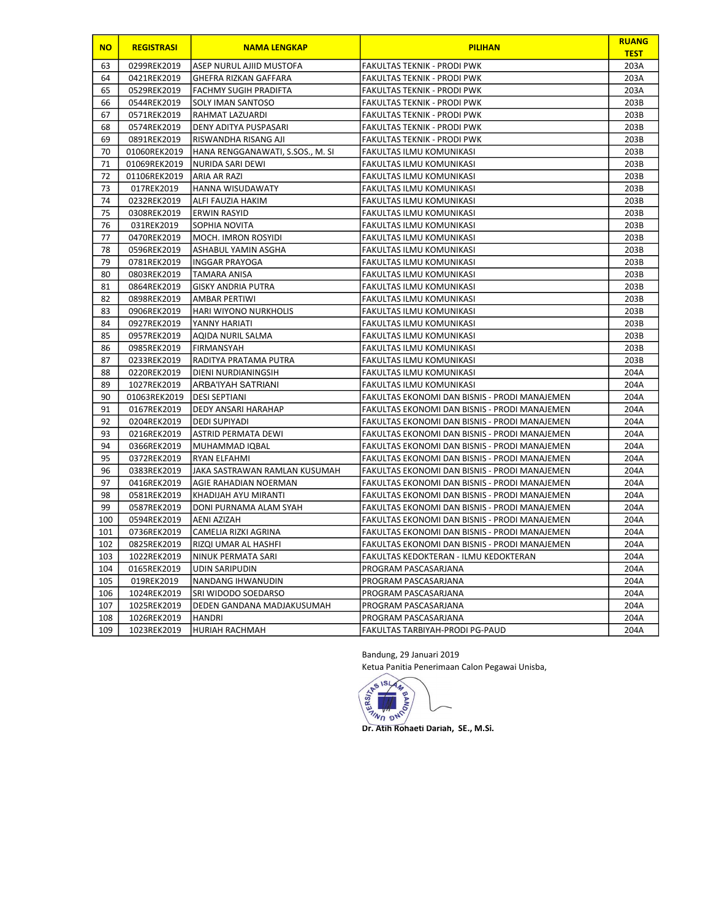| NO | REGISTRASI | NAMA LENGKAP | PILIHAN | RUANG TEST |
|---|---|---|---|---|
| 63 | 0299REK2019 | ASEP NURUL AJIID MUSTOFA | FAKULTAS TEKNIK - PRODI PWK | 203A |
| 64 | 0421REK2019 | GHEFRA RIZKAN GAFFARA | FAKULTAS TEKNIK - PRODI PWK | 203A |
| 65 | 0529REK2019 | FACHMY SUGIH PRADIFTA | FAKULTAS TEKNIK - PRODI PWK | 203A |
| 66 | 0544REK2019 | SOLY IMAN SANTOSO | FAKULTAS TEKNIK - PRODI PWK | 203B |
| 67 | 0571REK2019 | RAHMAT LAZUARDI | FAKULTAS TEKNIK - PRODI PWK | 203B |
| 68 | 0574REK2019 | DENY ADITYA PUSPASARI | FAKULTAS TEKNIK - PRODI PWK | 203B |
| 69 | 0891REK2019 | RISWANDHA RISANG AJI | FAKULTAS TEKNIK - PRODI PWK | 203B |
| 70 | 01060REK2019 | HANA RENGGANAWATI, S.SOS., M. SI | FAKULTAS ILMU KOMUNIKASI | 203B |
| 71 | 01069REK2019 | NURIDA SARI DEWI | FAKULTAS ILMU KOMUNIKASI | 203B |
| 72 | 01106REK2019 | ARIA AR RAZI | FAKULTAS ILMU KOMUNIKASI | 203B |
| 73 | 017REK2019 | HANNA WISUDAWATY | FAKULTAS ILMU KOMUNIKASI | 203B |
| 74 | 0232REK2019 | ALFI FAUZIA HAKIM | FAKULTAS ILMU KOMUNIKASI | 203B |
| 75 | 0308REK2019 | ERWIN RASYID | FAKULTAS ILMU KOMUNIKASI | 203B |
| 76 | 031REK2019 | SOPHIA NOVITA | FAKULTAS ILMU KOMUNIKASI | 203B |
| 77 | 0470REK2019 | MOCH. IMRON ROSYIDI | FAKULTAS ILMU KOMUNIKASI | 203B |
| 78 | 0596REK2019 | ASHABUL YAMIN ASGHA | FAKULTAS ILMU KOMUNIKASI | 203B |
| 79 | 0781REK2019 | INGGAR PRAYOGA | FAKULTAS ILMU KOMUNIKASI | 203B |
| 80 | 0803REK2019 | TAMARA ANISA | FAKULTAS ILMU KOMUNIKASI | 203B |
| 81 | 0864REK2019 | GISKY ANDRIA PUTRA | FAKULTAS ILMU KOMUNIKASI | 203B |
| 82 | 0898REK2019 | AMBAR PERTIWI | FAKULTAS ILMU KOMUNIKASI | 203B |
| 83 | 0906REK2019 | HARI WIYONO NURKHOLIS | FAKULTAS ILMU KOMUNIKASI | 203B |
| 84 | 0927REK2019 | YANNY HARIATI | FAKULTAS ILMU KOMUNIKASI | 203B |
| 85 | 0957REK2019 | AQIDA NURIL SALMA | FAKULTAS ILMU KOMUNIKASI | 203B |
| 86 | 0985REK2019 | FIRMANSYAH | FAKULTAS ILMU KOMUNIKASI | 203B |
| 87 | 0233REK2019 | RADITYA PRATAMA PUTRA | FAKULTAS ILMU KOMUNIKASI | 203B |
| 88 | 0220REK2019 | DIENI NURDIANINGSIH | FAKULTAS ILMU KOMUNIKASI | 204A |
| 89 | 1027REK2019 | ARBA'IYAH SATRIANI | FAKULTAS ILMU KOMUNIKASI | 204A |
| 90 | 01063REK2019 | DESI SEPTIANI | FAKULTAS EKONOMI DAN BISNIS - PRODI MANAJEMEN | 204A |
| 91 | 0167REK2019 | DEDY ANSARI HARAHAP | FAKULTAS EKONOMI DAN BISNIS - PRODI MANAJEMEN | 204A |
| 92 | 0204REK2019 | DEDI SUPIYADI | FAKULTAS EKONOMI DAN BISNIS - PRODI MANAJEMEN | 204A |
| 93 | 0216REK2019 | ASTRID PERMATA DEWI | FAKULTAS EKONOMI DAN BISNIS - PRODI MANAJEMEN | 204A |
| 94 | 0366REK2019 | MUHAMMAD IQBAL | FAKULTAS EKONOMI DAN BISNIS - PRODI MANAJEMEN | 204A |
| 95 | 0372REK2019 | RYAN ELFAHMI | FAKULTAS EKONOMI DAN BISNIS - PRODI MANAJEMEN | 204A |
| 96 | 0383REK2019 | JAKA SASTRAWAN RAMLAN KUSUMAH | FAKULTAS EKONOMI DAN BISNIS - PRODI MANAJEMEN | 204A |
| 97 | 0416REK2019 | AGIE RAHADIAN NOERMAN | FAKULTAS EKONOMI DAN BISNIS - PRODI MANAJEMEN | 204A |
| 98 | 0581REK2019 | KHADIJAH AYU MIRANTI | FAKULTAS EKONOMI DAN BISNIS - PRODI MANAJEMEN | 204A |
| 99 | 0587REK2019 | DONI PURNAMA ALAM SYAH | FAKULTAS EKONOMI DAN BISNIS - PRODI MANAJEMEN | 204A |
| 100 | 0594REK2019 | AENI AZIZAH | FAKULTAS EKONOMI DAN BISNIS - PRODI MANAJEMEN | 204A |
| 101 | 0736REK2019 | CAMELIA RIZKI AGRINA | FAKULTAS EKONOMI DAN BISNIS - PRODI MANAJEMEN | 204A |
| 102 | 0825REK2019 | RIZQI UMAR AL HASHFI | FAKULTAS EKONOMI DAN BISNIS - PRODI MANAJEMEN | 204A |
| 103 | 1022REK2019 | NINUK PERMATA SARI | FAKULTAS KEDOKTERAN - ILMU KEDOKTERAN | 204A |
| 104 | 0165REK2019 | UDIN SARIPUDIN | PROGRAM PASCASARJANA | 204A |
| 105 | 019REK2019 | NANDANG IHWANUDIN | PROGRAM PASCASARJANA | 204A |
| 106 | 1024REK2019 | SRI WIDODO SOEDARSO | PROGRAM PASCASARJANA | 204A |
| 107 | 1025REK2019 | DEDEN GANDANA MADJAKUSUMAH | PROGRAM PASCASARJANA | 204A |
| 108 | 1026REK2019 | HANDRI | PROGRAM PASCASARJANA | 204A |
| 109 | 1023REK2019 | HURIAH RACHMAH | FAKULTAS TARBIYAH-PRODI PG-PAUD | 204A |

Bandung, 29 Januari 2019

Ketua Panitia Penerimaan Calon Pegawai Unisba,

**Dr. Atih Rohaeti Dariah, SE., M.Si.**